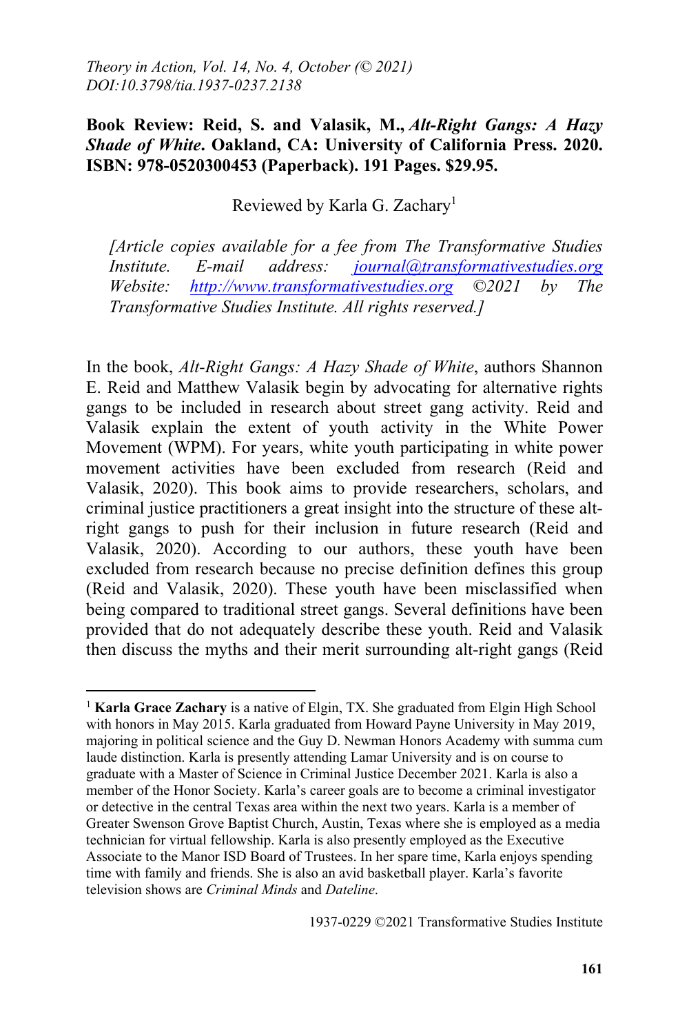**Book Review: Reid, S. and Valasik, M.,** ***Alt-Right Gangs: A Hazy Shade of White*****. Oakland, CA: University of California Press. 2020. ISBN: 978-0520300453 (Paperback). 191 Pages. $29.95.**

Reviewed by Karla G. Zachary[1]

*[Article copies available for a fee from The Transformative Studies Institute. E-mail address: journal@transformativestudies.org Website: http://www.transformativestudies.org ©2021 by The Transformative Studies Institute. All rights reserved.]*

In the book, *Alt-Right Gangs: A Hazy Shade of White*, authors Shannon E. Reid and Matthew Valasik begin by advocating for alternative rights gangs to be included in research about street gang activity. Reid and Valasik explain the extent of youth activity in the White Power Movement (WPM). For years, white youth participating in white power movement activities have been excluded from research (Reid and Valasik, 2020). This book aims to provide researchers, scholars, and criminal justice practitioners a great insight into the structure of these alt-right gangs to push for their inclusion in future research (Reid and Valasik, 2020). According to our authors, these youth have been excluded from research because no precise definition defines this group (Reid and Valasik, 2020). These youth have been misclassified when being compared to traditional street gangs. Several definitions have been provided that do not adequately describe these youth. Reid and Valasik then discuss the myths and their merit surrounding alt-right gangs (Reid

[1] **Karla Grace Zachary** is a native of Elgin, TX. She graduated from Elgin High School with honors in May 2015. Karla graduated from Howard Payne University in May 2019, majoring in political science and the Guy D. Newman Honors Academy with summa cum laude distinction. Karla is presently attending Lamar University and is on course to graduate with a Master of Science in Criminal Justice December 2021. Karla is also a member of the Honor Society. Karla's career goals are to become a criminal investigator or detective in the central Texas area within the next two years. Karla is a member of Greater Swenson Grove Baptist Church, Austin, Texas where she is employed as a media technician for virtual fellowship. Karla is also presently employed as the Executive Associate to the Manor ISD Board of Trustees. In her spare time, Karla enjoys spending time with family and friends. She is also an avid basketball player. Karla's favorite television shows are *Criminal Minds* and *Dateline*.

1937-0229 ©2021 Transformative Studies Institute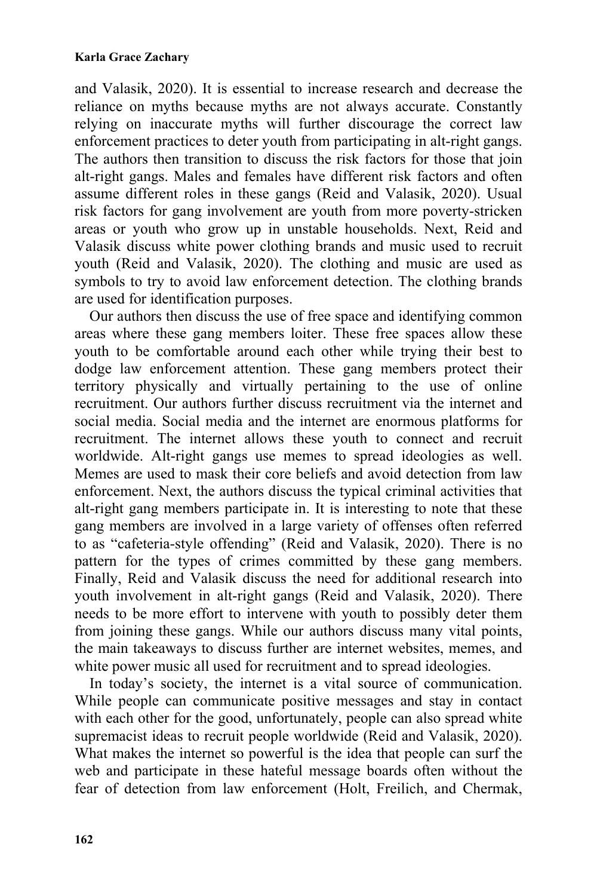and Valasik, 2020). It is essential to increase research and decrease the reliance on myths because myths are not always accurate. Constantly relying on inaccurate myths will further discourage the correct law enforcement practices to deter youth from participating in alt-right gangs. The authors then transition to discuss the risk factors for those that join alt-right gangs. Males and females have different risk factors and often assume different roles in these gangs (Reid and Valasik, 2020). Usual risk factors for gang involvement are youth from more poverty-stricken areas or youth who grow up in unstable households. Next, Reid and Valasik discuss white power clothing brands and music used to recruit youth (Reid and Valasik, 2020). The clothing and music are used as symbols to try to avoid law enforcement detection. The clothing brands are used for identification purposes.

Our authors then discuss the use of free space and identifying common areas where these gang members loiter. These free spaces allow these youth to be comfortable around each other while trying their best to dodge law enforcement attention. These gang members protect their territory physically and virtually pertaining to the use of online recruitment. Our authors further discuss recruitment via the internet and social media. Social media and the internet are enormous platforms for recruitment. The internet allows these youth to connect and recruit worldwide. Alt-right gangs use memes to spread ideologies as well. Memes are used to mask their core beliefs and avoid detection from law enforcement. Next, the authors discuss the typical criminal activities that alt-right gang members participate in. It is interesting to note that these gang members are involved in a large variety of offenses often referred to as "cafeteria-style offending" (Reid and Valasik, 2020). There is no pattern for the types of crimes committed by these gang members. Finally, Reid and Valasik discuss the need for additional research into youth involvement in alt-right gangs (Reid and Valasik, 2020). There needs to be more effort to intervene with youth to possibly deter them from joining these gangs. While our authors discuss many vital points, the main takeaways to discuss further are internet websites, memes, and white power music all used for recruitment and to spread ideologies.

In today's society, the internet is a vital source of communication. While people can communicate positive messages and stay in contact with each other for the good, unfortunately, people can also spread white supremacist ideas to recruit people worldwide (Reid and Valasik, 2020). What makes the internet so powerful is the idea that people can surf the web and participate in these hateful message boards often without the fear of detection from law enforcement (Holt, Freilich, and Chermak,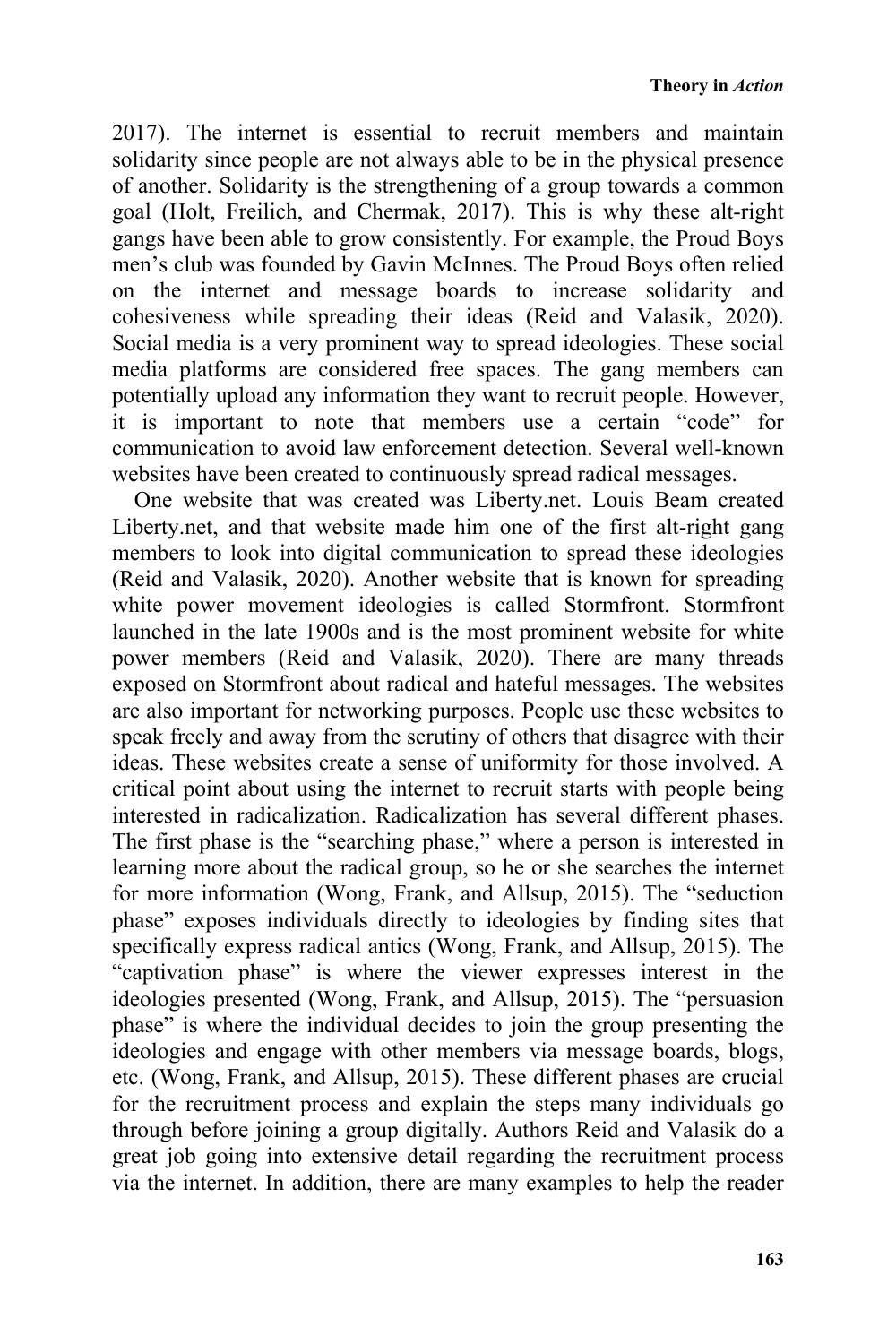2017). The internet is essential to recruit members and maintain solidarity since people are not always able to be in the physical presence of another. Solidarity is the strengthening of a group towards a common goal (Holt, Freilich, and Chermak, 2017). This is why these alt-right gangs have been able to grow consistently. For example, the Proud Boys men's club was founded by Gavin McInnes. The Proud Boys often relied on the internet and message boards to increase solidarity and cohesiveness while spreading their ideas (Reid and Valasik, 2020). Social media is a very prominent way to spread ideologies. These social media platforms are considered free spaces. The gang members can potentially upload any information they want to recruit people. However, it is important to note that members use a certain "code" for communication to avoid law enforcement detection. Several well-known websites have been created to continuously spread radical messages.

One website that was created was Liberty.net. Louis Beam created Liberty.net, and that website made him one of the first alt-right gang members to look into digital communication to spread these ideologies (Reid and Valasik, 2020). Another website that is known for spreading white power movement ideologies is called Stormfront. Stormfront launched in the late 1900s and is the most prominent website for white power members (Reid and Valasik, 2020). There are many threads exposed on Stormfront about radical and hateful messages. The websites are also important for networking purposes. People use these websites to speak freely and away from the scrutiny of others that disagree with their ideas. These websites create a sense of uniformity for those involved. A critical point about using the internet to recruit starts with people being interested in radicalization. Radicalization has several different phases. The first phase is the "searching phase," where a person is interested in learning more about the radical group, so he or she searches the internet for more information (Wong, Frank, and Allsup, 2015). The "seduction phase" exposes individuals directly to ideologies by finding sites that specifically express radical antics (Wong, Frank, and Allsup, 2015). The "captivation phase" is where the viewer expresses interest in the ideologies presented (Wong, Frank, and Allsup, 2015). The "persuasion phase" is where the individual decides to join the group presenting the ideologies and engage with other members via message boards, blogs, etc. (Wong, Frank, and Allsup, 2015). These different phases are crucial for the recruitment process and explain the steps many individuals go through before joining a group digitally. Authors Reid and Valasik do a great job going into extensive detail regarding the recruitment process via the internet. In addition, there are many examples to help the reader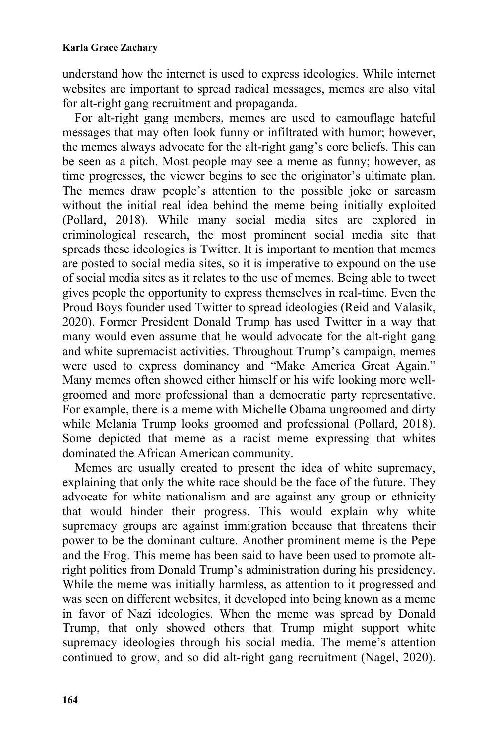understand how the internet is used to express ideologies. While internet websites are important to spread radical messages, memes are also vital for alt-right gang recruitment and propaganda.

For alt-right gang members, memes are used to camouflage hateful messages that may often look funny or infiltrated with humor; however, the memes always advocate for the alt-right gang's core beliefs. This can be seen as a pitch. Most people may see a meme as funny; however, as time progresses, the viewer begins to see the originator's ultimate plan. The memes draw people's attention to the possible joke or sarcasm without the initial real idea behind the meme being initially exploited (Pollard, 2018). While many social media sites are explored in criminological research, the most prominent social media site that spreads these ideologies is Twitter. It is important to mention that memes are posted to social media sites, so it is imperative to expound on the use of social media sites as it relates to the use of memes. Being able to tweet gives people the opportunity to express themselves in real-time. Even the Proud Boys founder used Twitter to spread ideologies (Reid and Valasik, 2020). Former President Donald Trump has used Twitter in a way that many would even assume that he would advocate for the alt-right gang and white supremacist activities. Throughout Trump's campaign, memes were used to express dominancy and "Make America Great Again." Many memes often showed either himself or his wife looking more well-groomed and more professional than a democratic party representative. For example, there is a meme with Michelle Obama ungroomed and dirty while Melania Trump looks groomed and professional (Pollard, 2018). Some depicted that meme as a racist meme expressing that whites dominated the African American community.

Memes are usually created to present the idea of white supremacy, explaining that only the white race should be the face of the future. They advocate for white nationalism and are against any group or ethnicity that would hinder their progress. This would explain why white supremacy groups are against immigration because that threatens their power to be the dominant culture. Another prominent meme is the Pepe and the Frog. This meme has been said to have been used to promote alt-right politics from Donald Trump's administration during his presidency. While the meme was initially harmless, as attention to it progressed and was seen on different websites, it developed into being known as a meme in favor of Nazi ideologies. When the meme was spread by Donald Trump, that only showed others that Trump might support white supremacy ideologies through his social media. The meme's attention continued to grow, and so did alt-right gang recruitment (Nagel, 2020).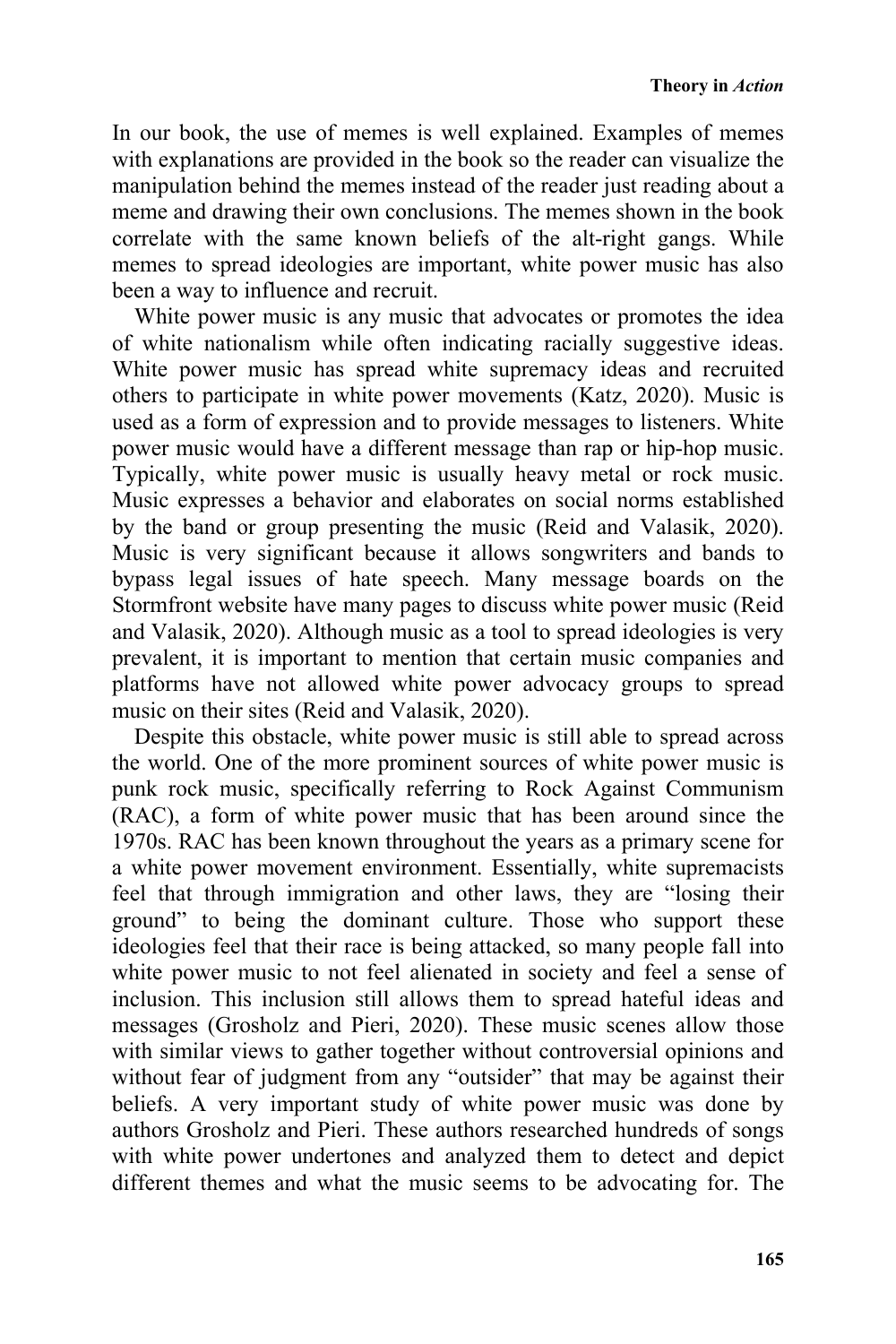In our book, the use of memes is well explained. Examples of memes with explanations are provided in the book so the reader can visualize the manipulation behind the memes instead of the reader just reading about a meme and drawing their own conclusions. The memes shown in the book correlate with the same known beliefs of the alt-right gangs. While memes to spread ideologies are important, white power music has also been a way to influence and recruit.

White power music is any music that advocates or promotes the idea of white nationalism while often indicating racially suggestive ideas. White power music has spread white supremacy ideas and recruited others to participate in white power movements (Katz, 2020). Music is used as a form of expression and to provide messages to listeners. White power music would have a different message than rap or hip-hop music. Typically, white power music is usually heavy metal or rock music. Music expresses a behavior and elaborates on social norms established by the band or group presenting the music (Reid and Valasik, 2020). Music is very significant because it allows songwriters and bands to bypass legal issues of hate speech. Many message boards on the Stormfront website have many pages to discuss white power music (Reid and Valasik, 2020). Although music as a tool to spread ideologies is very prevalent, it is important to mention that certain music companies and platforms have not allowed white power advocacy groups to spread music on their sites (Reid and Valasik, 2020).

Despite this obstacle, white power music is still able to spread across the world. One of the more prominent sources of white power music is punk rock music, specifically referring to Rock Against Communism (RAC), a form of white power music that has been around since the 1970s. RAC has been known throughout the years as a primary scene for a white power movement environment. Essentially, white supremacists feel that through immigration and other laws, they are "losing their ground" to being the dominant culture. Those who support these ideologies feel that their race is being attacked, so many people fall into white power music to not feel alienated in society and feel a sense of inclusion. This inclusion still allows them to spread hateful ideas and messages (Grosholz and Pieri, 2020). These music scenes allow those with similar views to gather together without controversial opinions and without fear of judgment from any "outsider" that may be against their beliefs. A very important study of white power music was done by authors Grosholz and Pieri. These authors researched hundreds of songs with white power undertones and analyzed them to detect and depict different themes and what the music seems to be advocating for. The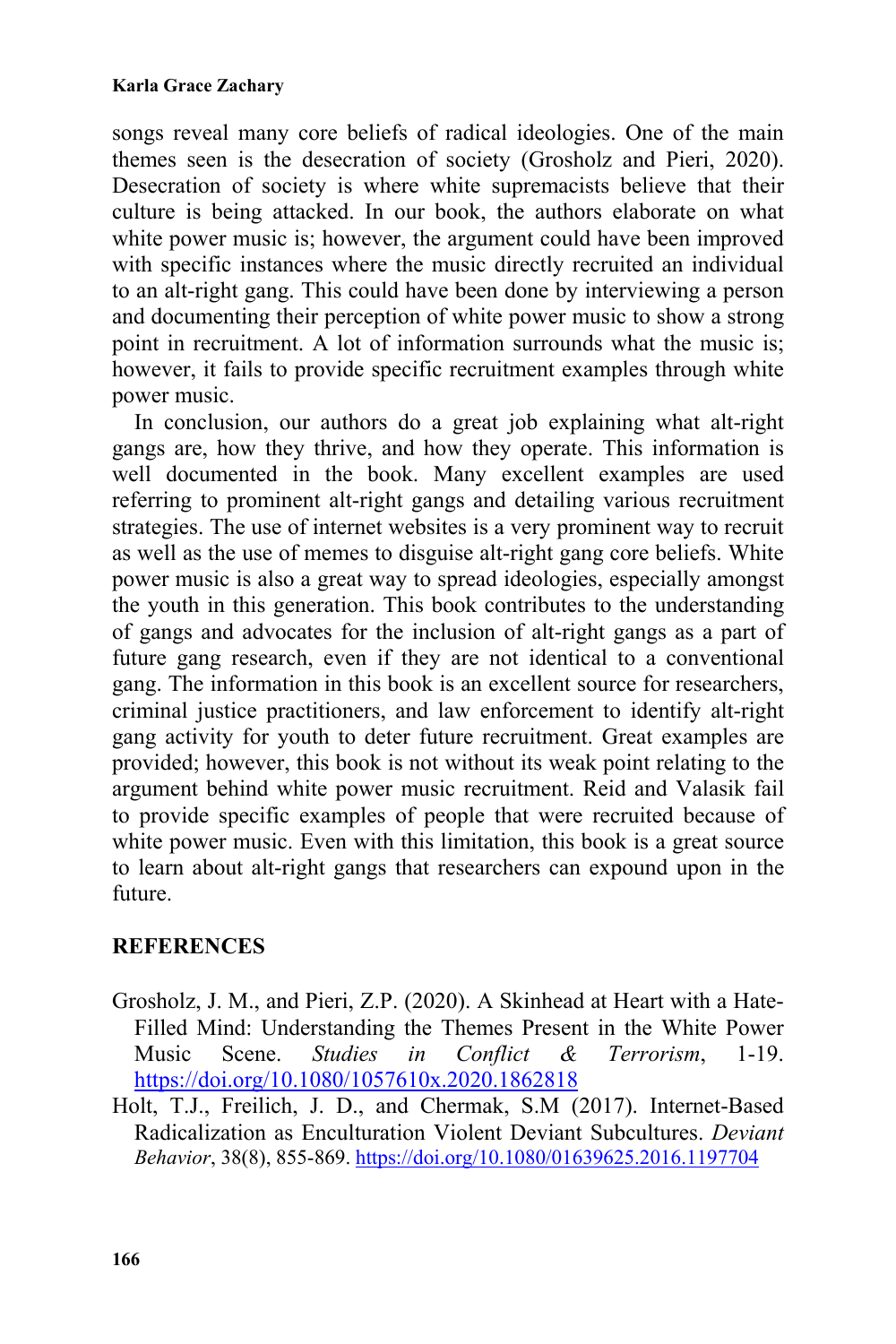songs reveal many core beliefs of radical ideologies. One of the main themes seen is the desecration of society (Grosholz and Pieri, 2020). Desecration of society is where white supremacists believe that their culture is being attacked. In our book, the authors elaborate on what white power music is; however, the argument could have been improved with specific instances where the music directly recruited an individual to an alt-right gang. This could have been done by interviewing a person and documenting their perception of white power music to show a strong point in recruitment. A lot of information surrounds what the music is; however, it fails to provide specific recruitment examples through white power music.

In conclusion, our authors do a great job explaining what alt-right gangs are, how they thrive, and how they operate. This information is well documented in the book. Many excellent examples are used referring to prominent alt-right gangs and detailing various recruitment strategies. The use of internet websites is a very prominent way to recruit as well as the use of memes to disguise alt-right gang core beliefs. White power music is also a great way to spread ideologies, especially amongst the youth in this generation. This book contributes to the understanding of gangs and advocates for the inclusion of alt-right gangs as a part of future gang research, even if they are not identical to a conventional gang. The information in this book is an excellent source for researchers, criminal justice practitioners, and law enforcement to identify alt-right gang activity for youth to deter future recruitment. Great examples are provided; however, this book is not without its weak point relating to the argument behind white power music recruitment. Reid and Valasik fail to provide specific examples of people that were recruited because of white power music. Even with this limitation, this book is a great source to learn about alt-right gangs that researchers can expound upon in the future.

## REFERENCES

Grosholz, J. M., and Pieri, Z.P. (2020). A Skinhead at Heart with a Hate-Filled Mind: Understanding the Themes Present in the White Power Music Scene. *Studies in Conflict & Terrorism*, 1-19. https://doi.org/10.1080/1057610x.2020.1862818

Holt, T.J., Freilich, J. D., and Chermak, S.M (2017). Internet-Based Radicalization as Enculturation Violent Deviant Subcultures. *Deviant Behavior*, 38(8), 855-869. https://doi.org/10.1080/01639625.2016.1197704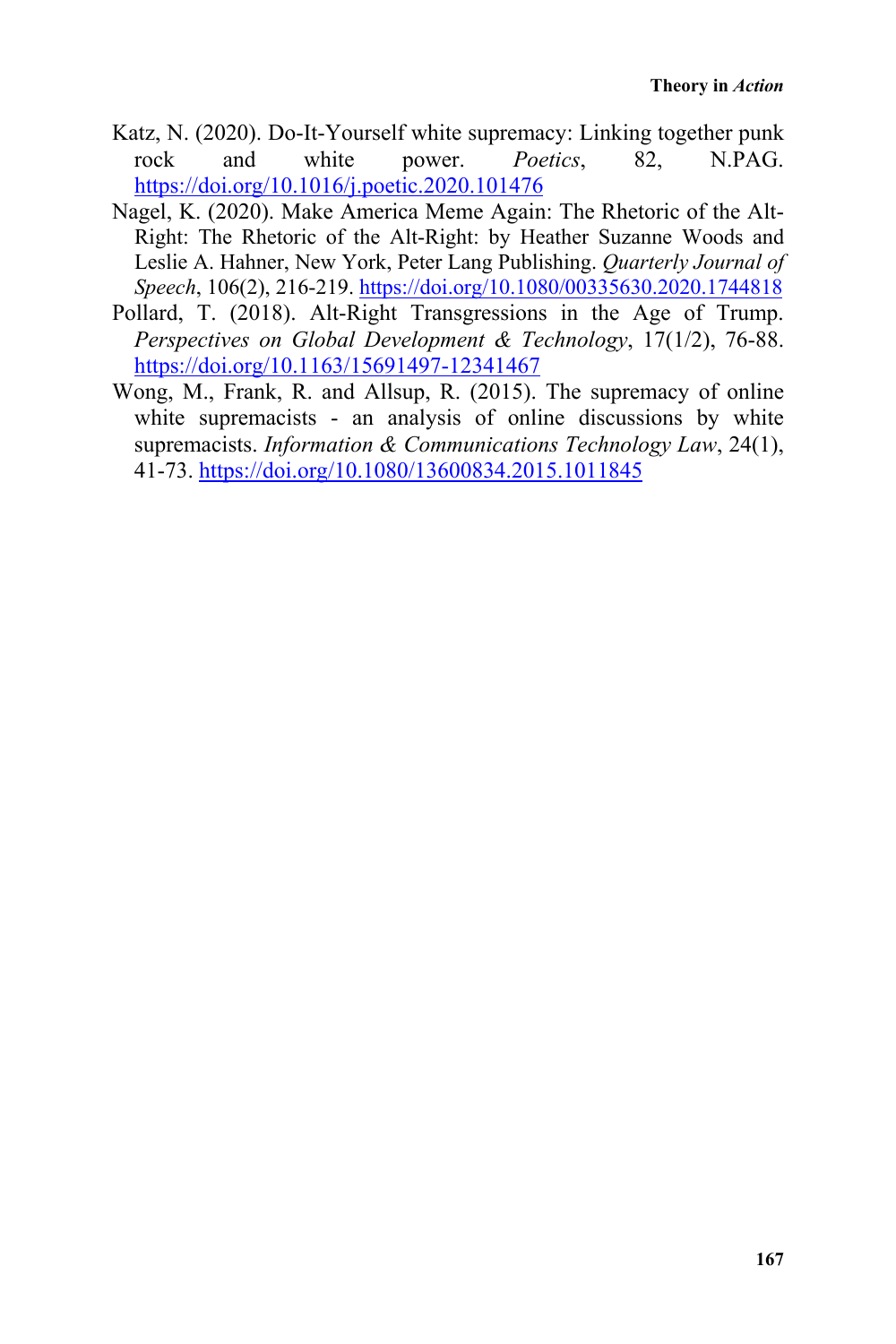Katz, N. (2020). Do-It-Yourself white supremacy: Linking together punk rock and white power. *Poetics*, 82, N.PAG. https://doi.org/10.1016/j.poetic.2020.101476

Nagel, K. (2020). Make America Meme Again: The Rhetoric of the Alt-Right: The Rhetoric of the Alt-Right: by Heather Suzanne Woods and Leslie A. Hahner, New York, Peter Lang Publishing. *Quarterly Journal of Speech*, 106(2), 216-219. https://doi.org/10.1080/00335630.2020.1744818

Pollard, T. (2018). Alt-Right Transgressions in the Age of Trump. *Perspectives on Global Development & Technology*, 17(1/2), 76-88. https://doi.org/10.1163/15691497-12341467

Wong, M., Frank, R. and Allsup, R. (2015). The supremacy of online white supremacists - an analysis of online discussions by white supremacists. *Information & Communications Technology Law*, 24(1), 41-73. https://doi.org/10.1080/13600834.2015.1011845